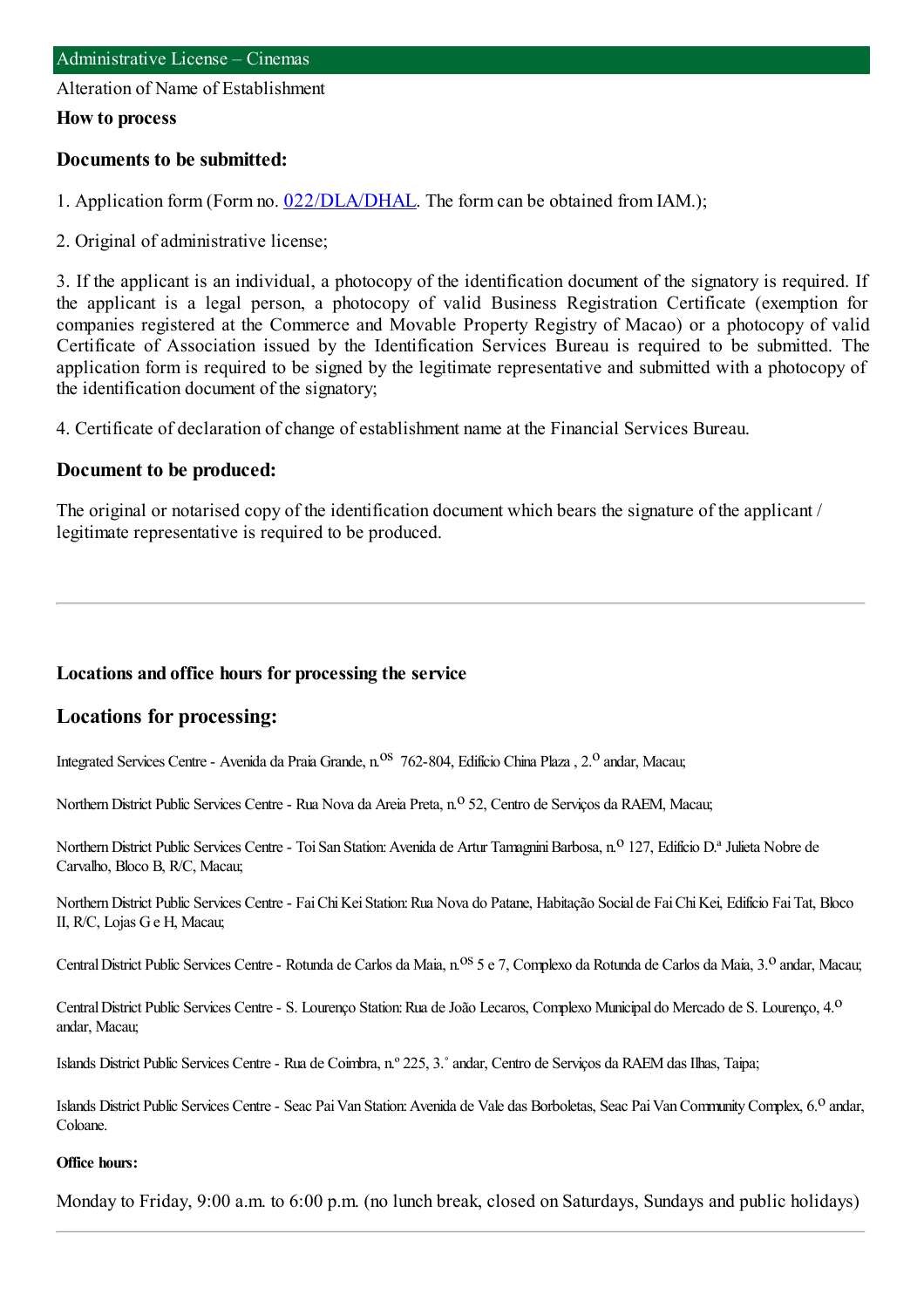# Administrative License – Cinemas

Alteration of Name of Establishment

**How to process**

## Documents to be submitted:

1. Application form (Form no. 022/DLA/DHAL. The form can be obtained from IAM.);

2. Original of administrative license;

3. If the applicant is an individual, a photocopy of the identification document of the signatory is required. If the applicant is a legal person, a photocopy of valid Business Registration Certificate (exemption for companies registered at the Commerce and Movable Property Registry of Macao) or a photocopy of valid Certificate of Association issued by the Identification Services Bureau is required to be submitted. The application form is required to be signed by the legitimate representative and submitted with a photocopy of the identification document of the signatory;

4. Certificate of declaration of change of establishment name at the Financial Services Bureau.

## Document to be produced:

The original or notarised copy of the identification document which bears the signature of the applicant / legitimate representative is required to be produced.

---

**Locations and office hours for processing the service**

## Locations for processing:

Integrated Services Centre - Avenida da Praia Grande, n.os 762-804, Edifício China Plaza , 2.o andar, Macau;

Northern District Public Services Centre - Rua Nova da Areia Preta, n.o 52, Centro de Serviços da RAEM, Macau;

Northern District Public Services Centre - Toi San Station: Avenida de Artur Tamagnini Barbosa, n.o 127, Edifício D.ª Julieta Nobre de Carvalho, Bloco B, R/C, Macau;

Northern District Public Services Centre - Fai Chi Kei Station: Rua Nova do Patane, Habitação Social de Fai Chi Kei, Edifício Fai Tat, Bloco II, R/C, Lojas G e H, Macau;

Central District Public Services Centre - Rotunda de Carlos da Maia, n.os 5 e 7, Complexo da Rotunda de Carlos da Maia, 3.o andar, Macau;

Central District Public Services Centre - S. Lourenço Station: Rua de João Lecaros, Complexo Municipal do Mercado de S. Lourenço, 4.o andar, Macau;

Islands District Public Services Centre - Rua de Coimbra, n.º 225, 3.˚ andar, Centro de Serviços da RAEM das Ilhas, Taipa;

Islands District Public Services Centre - Seac Pai Van Station: Avenida de Vale das Borboletas, Seac Pai Van Community Complex, 6.o andar, Coloane.

**Office hours:**

Monday to Friday, 9:00 a.m. to 6:00 p.m. (no lunch break, closed on Saturdays, Sundays and public holidays)

---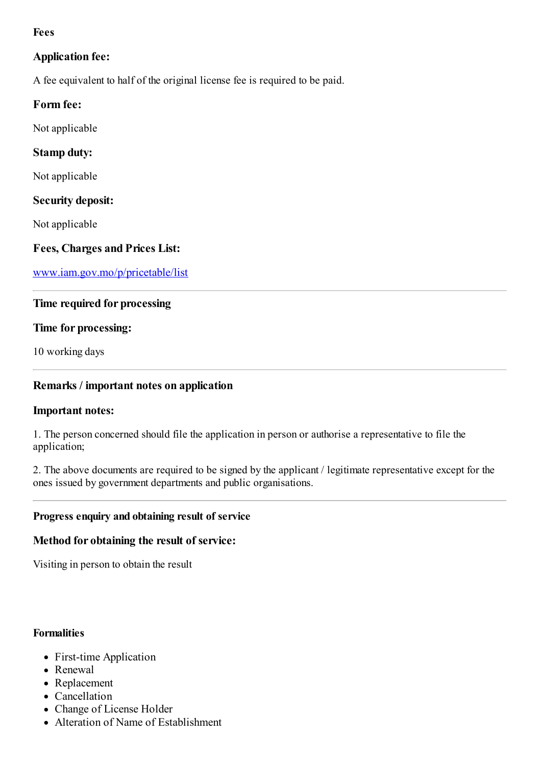## Fees

### Application fee:

A fee equivalent to half of the original license fee is required to be paid.

### Form fee:

Not applicable

### Stamp duty:

Not applicable

### Security deposit:

Not applicable

### Fees, Charges and Prices List:

[www.iam.gov.mo/p/pricetable/list](www.iam.gov.mo/p/pricetable/list)

---

## Time required for processing

### Time for processing:

10 working days

---

## Remarks / important notes on application

### Important notes:

1. The person concerned should file the application in person or authorise a representative to file the application;

2. The above documents are required to be signed by the applicant / legitimate representative except for the ones issued by government departments and public organisations.

---

## Progress enquiry and obtaining result of service

### Method for obtaining the result of service:

Visiting in person to obtain the result

## Formalities

- First-time Application
- Renewal
- Replacement
- Cancellation
- Change of License Holder
- Alteration of Name of Establishment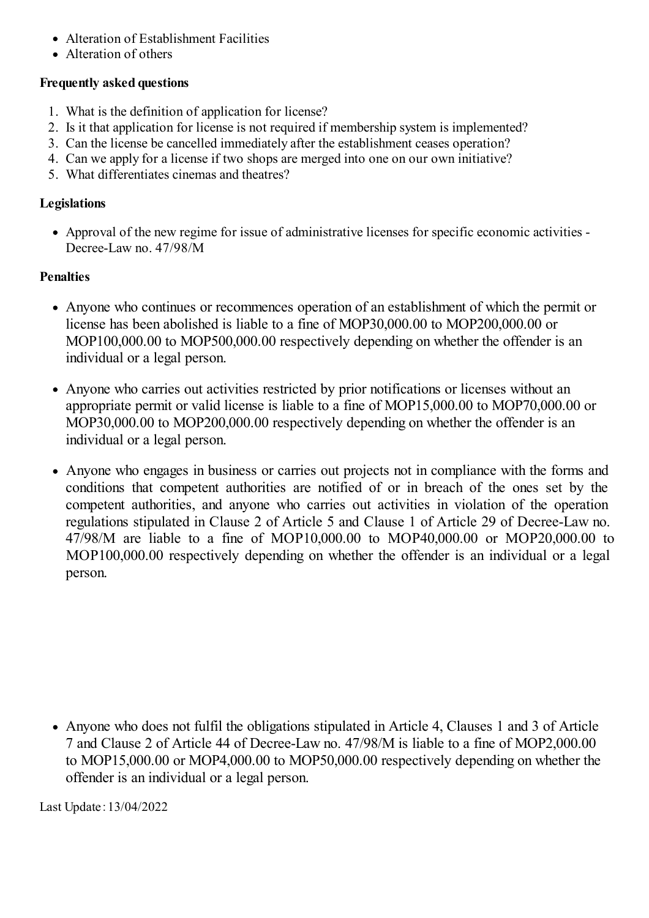- Alteration of Establishment Facilities
- Alteration of others

**Frequently asked questions**

1. What is the definition of application for license?
2. Is it that application for license is not required if membership system is implemented?
3. Can the license be cancelled immediately after the establishment ceases operation?
4. Can we apply for a license if two shops are merged into one on our own initiative?
5. What differentiates cinemas and theatres?

**Legislations**

- Approval of the new regime for issue of administrative licenses for specific economic activities - Decree-Law no. 47/98/M

**Penalties**

- Anyone who continues or recommences operation of an establishment of which the permit or license has been abolished is liable to a fine of MOP30,000.00 to MOP200,000.00 or MOP100,000.00 to MOP500,000.00 respectively depending on whether the offender is an individual or a legal person.

- Anyone who carries out activities restricted by prior notifications or licenses without an appropriate permit or valid license is liable to a fine of MOP15,000.00 to MOP70,000.00 or MOP30,000.00 to MOP200,000.00 respectively depending on whether the offender is an individual or a legal person.

- Anyone who engages in business or carries out projects not in compliance with the forms and conditions that competent authorities are notified of or in breach of the ones set by the competent authorities, and anyone who carries out activities in violation of the operation regulations stipulated in Clause 2 of Article 5 and Clause 1 of Article 29 of Decree-Law no. 47/98/M are liable to a fine of MOP10,000.00 to MOP40,000.00 or MOP20,000.00 to MOP100,000.00 respectively depending on whether the offender is an individual or a legal person.

- Anyone who does not fulfil the obligations stipulated in Article 4, Clauses 1 and 3 of Article 7 and Clause 2 of Article 44 of Decree-Law no. 47/98/M is liable to a fine of MOP2,000.00 to MOP15,000.00 or MOP4,000.00 to MOP50,000.00 respectively depending on whether the offender is an individual or a legal person.

Last Update : 13/04/2022